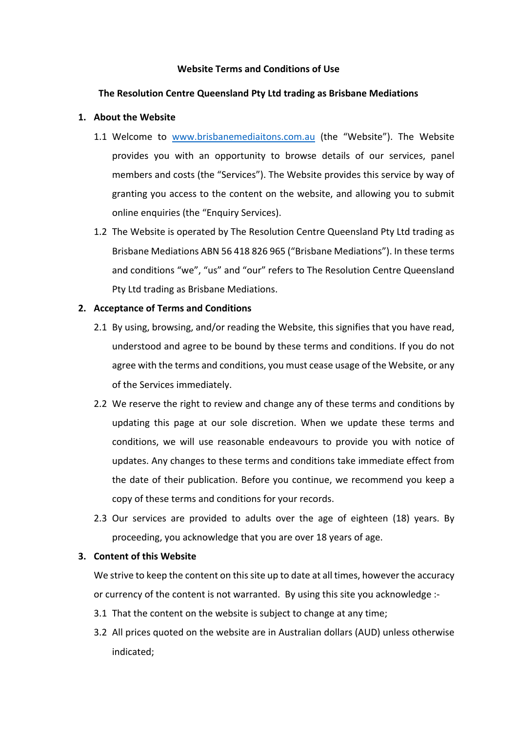**Website Terms and Conditions of Use**

**The Resolution Centre Queensland Pty Ltd trading as Brisbane Mediations**

## 1. About the Website

1.1 Welcome to [www.brisbanemediaitons.com.au](www.brisbanemediaitons.com.au) (the "Website"). The Website provides you with an opportunity to browse details of our services, panel members and costs (the "Services"). The Website provides this service by way of granting you access to the content on the website, and allowing you to submit online enquiries (the "Enquiry Services).

1.2 The Website is operated by The Resolution Centre Queensland Pty Ltd trading as Brisbane Mediations ABN 56 418 826 965 ("Brisbane Mediations"). In these terms and conditions "we", "us" and "our" refers to The Resolution Centre Queensland Pty Ltd trading as Brisbane Mediations.

## 2. Acceptance of Terms and Conditions

2.1 By using, browsing, and/or reading the Website, this signifies that you have read, understood and agree to be bound by these terms and conditions. If you do not agree with the terms and conditions, you must cease usage of the Website, or any of the Services immediately.

2.2 We reserve the right to review and change any of these terms and conditions by updating this page at our sole discretion. When we update these terms and conditions, we will use reasonable endeavours to provide you with notice of updates. Any changes to these terms and conditions take immediate effect from the date of their publication. Before you continue, we recommend you keep a copy of these terms and conditions for your records.

2.3 Our services are provided to adults over the age of eighteen (18) years. By proceeding, you acknowledge that you are over 18 years of age.

## 3. Content of this Website

We strive to keep the content on this site up to date at all times, however the accuracy or currency of the content is not warranted. By using this site you acknowledge :-

3.1 That the content on the website is subject to change at any time;

3.2 All prices quoted on the website are in Australian dollars (AUD) unless otherwise indicated;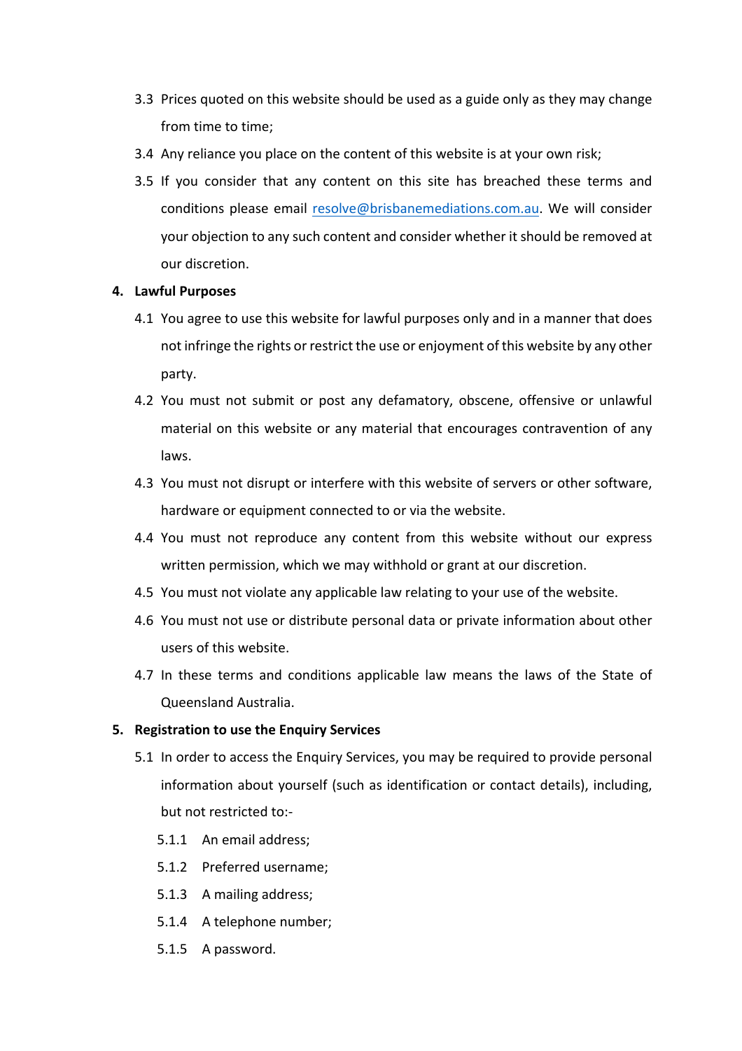3.3 Prices quoted on this website should be used as a guide only as they may change from time to time;

3.4 Any reliance you place on the content of this website is at your own risk;

3.5 If you consider that any content on this site has breached these terms and conditions please email resolve@brisbanemediations.com.au. We will consider your objection to any such content and consider whether it should be removed at our discretion.

**4. Lawful Purposes**

4.1 You agree to use this website for lawful purposes only and in a manner that does not infringe the rights or restrict the use or enjoyment of this website by any other party.

4.2 You must not submit or post any defamatory, obscene, offensive or unlawful material on this website or any material that encourages contravention of any laws.

4.3 You must not disrupt or interfere with this website of servers or other software, hardware or equipment connected to or via the website.

4.4 You must not reproduce any content from this website without our express written permission, which we may withhold or grant at our discretion.

4.5 You must not violate any applicable law relating to your use of the website.

4.6 You must not use or distribute personal data or private information about other users of this website.

4.7 In these terms and conditions applicable law means the laws of the State of Queensland Australia.

**5. Registration to use the Enquiry Services**

5.1 In order to access the Enquiry Services, you may be required to provide personal information about yourself (such as identification or contact details), including, but not restricted to:-

5.1.1 An email address;

5.1.2 Preferred username;

5.1.3 A mailing address;

5.1.4 A telephone number;

5.1.5 A password.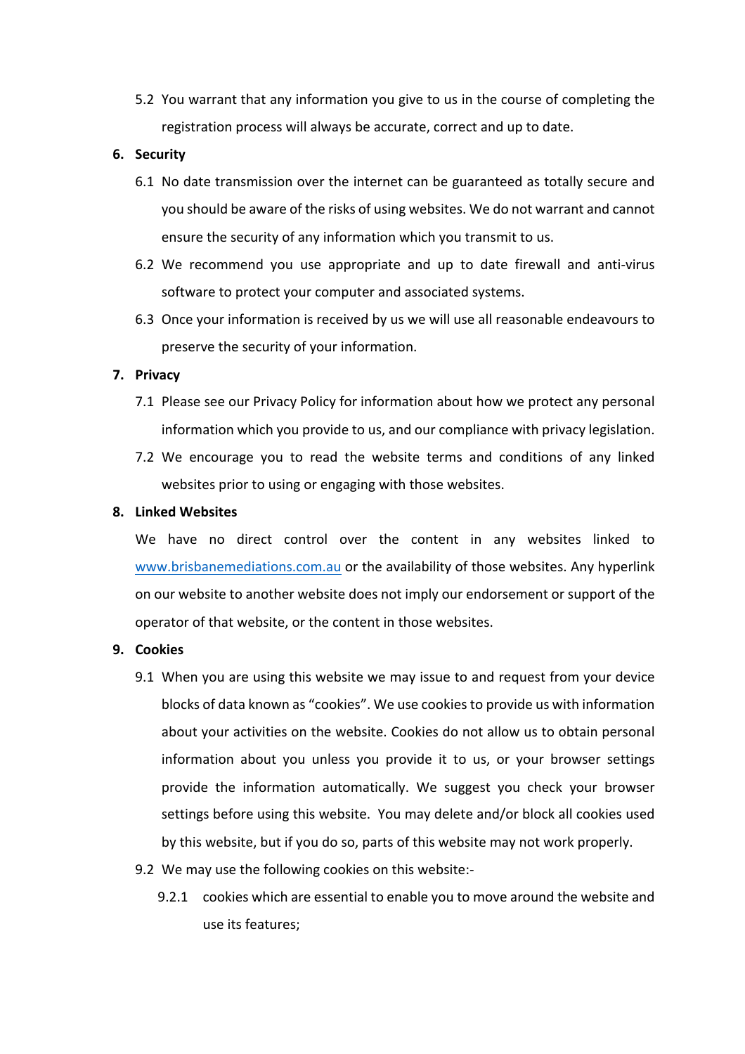5.2 You warrant that any information you give to us in the course of completing the registration process will always be accurate, correct and up to date.

**6. Security**

6.1 No date transmission over the internet can be guaranteed as totally secure and you should be aware of the risks of using websites. We do not warrant and cannot ensure the security of any information which you transmit to us.

6.2 We recommend you use appropriate and up to date firewall and anti-virus software to protect your computer and associated systems.

6.3 Once your information is received by us we will use all reasonable endeavours to preserve the security of your information.

**7. Privacy**

7.1 Please see our Privacy Policy for information about how we protect any personal information which you provide to us, and our compliance with privacy legislation.

7.2 We encourage you to read the website terms and conditions of any linked websites prior to using or engaging with those websites.

**8. Linked Websites**

We have no direct control over the content in any websites linked to www.brisbanemediations.com.au or the availability of those websites. Any hyperlink on our website to another website does not imply our endorsement or support of the operator of that website, or the content in those websites.

**9. Cookies**

9.1 When you are using this website we may issue to and request from your device blocks of data known as "cookies". We use cookies to provide us with information about your activities on the website. Cookies do not allow us to obtain personal information about you unless you provide it to us, or your browser settings provide the information automatically. We suggest you check your browser settings before using this website. You may delete and/or block all cookies used by this website, but if you do so, parts of this website may not work properly.

9.2 We may use the following cookies on this website:-

9.2.1 cookies which are essential to enable you to move around the website and use its features;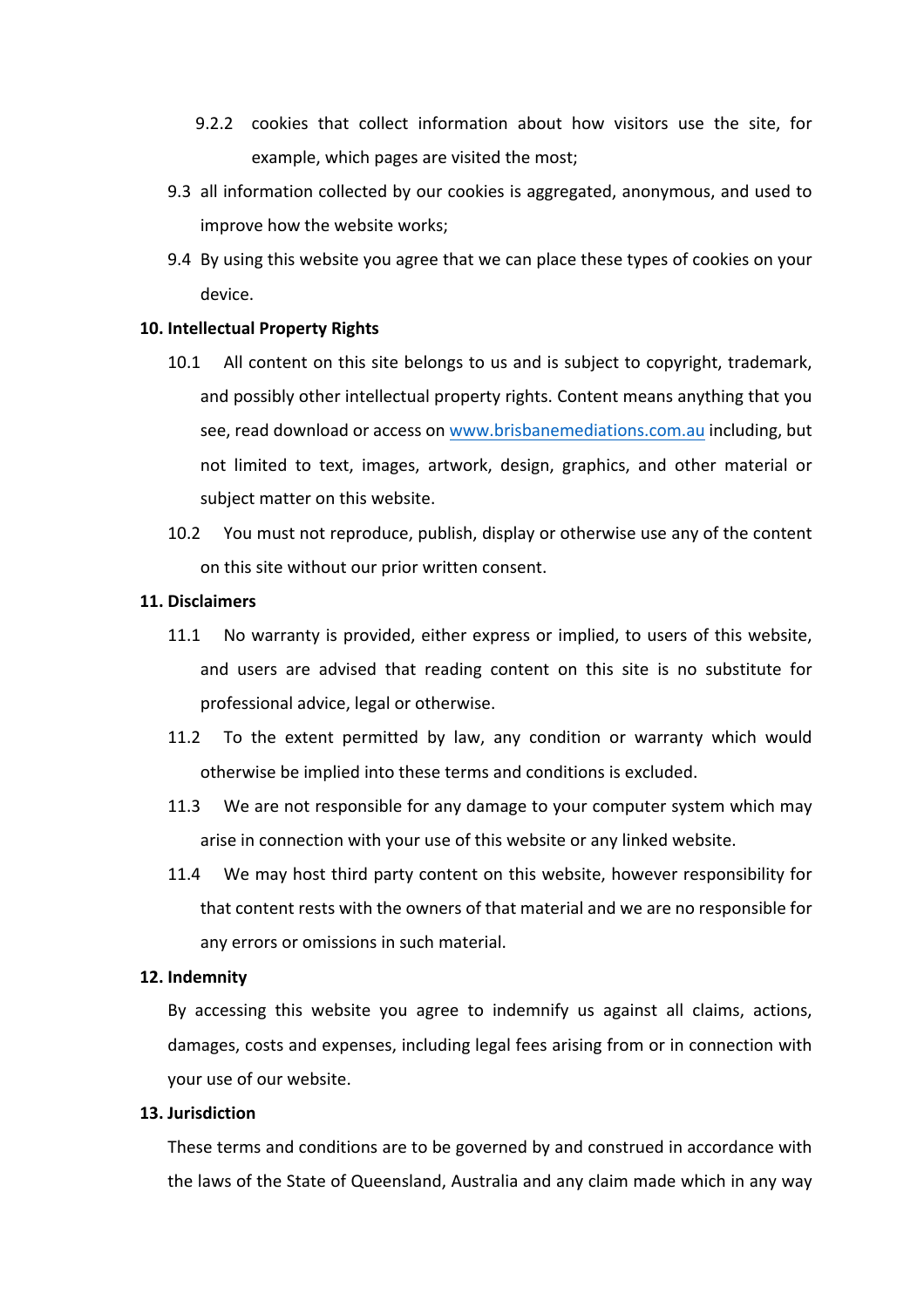9.2.2 cookies that collect information about how visitors use the site, for example, which pages are visited the most;

9.3 all information collected by our cookies is aggregated, anonymous, and used to improve how the website works;

9.4 By using this website you agree that we can place these types of cookies on your device.

**10. Intellectual Property Rights**

10.1 All content on this site belongs to us and is subject to copyright, trademark, and possibly other intellectual property rights. Content means anything that you see, read download or access on [www.brisbanemediations.com.au](http://www.brisbanemediations.com.au) including, but not limited to text, images, artwork, design, graphics, and other material or subject matter on this website.

10.2 You must not reproduce, publish, display or otherwise use any of the content on this site without our prior written consent.

**11. Disclaimers**

11.1 No warranty is provided, either express or implied, to users of this website, and users are advised that reading content on this site is no substitute for professional advice, legal or otherwise.

11.2 To the extent permitted by law, any condition or warranty which would otherwise be implied into these terms and conditions is excluded.

11.3 We are not responsible for any damage to your computer system which may arise in connection with your use of this website or any linked website.

11.4 We may host third party content on this website, however responsibility for that content rests with the owners of that material and we are no responsible for any errors or omissions in such material.

**12. Indemnity**

By accessing this website you agree to indemnify us against all claims, actions, damages, costs and expenses, including legal fees arising from or in connection with your use of our website.

**13. Jurisdiction**

These terms and conditions are to be governed by and construed in accordance with the laws of the State of Queensland, Australia and any claim made which in any way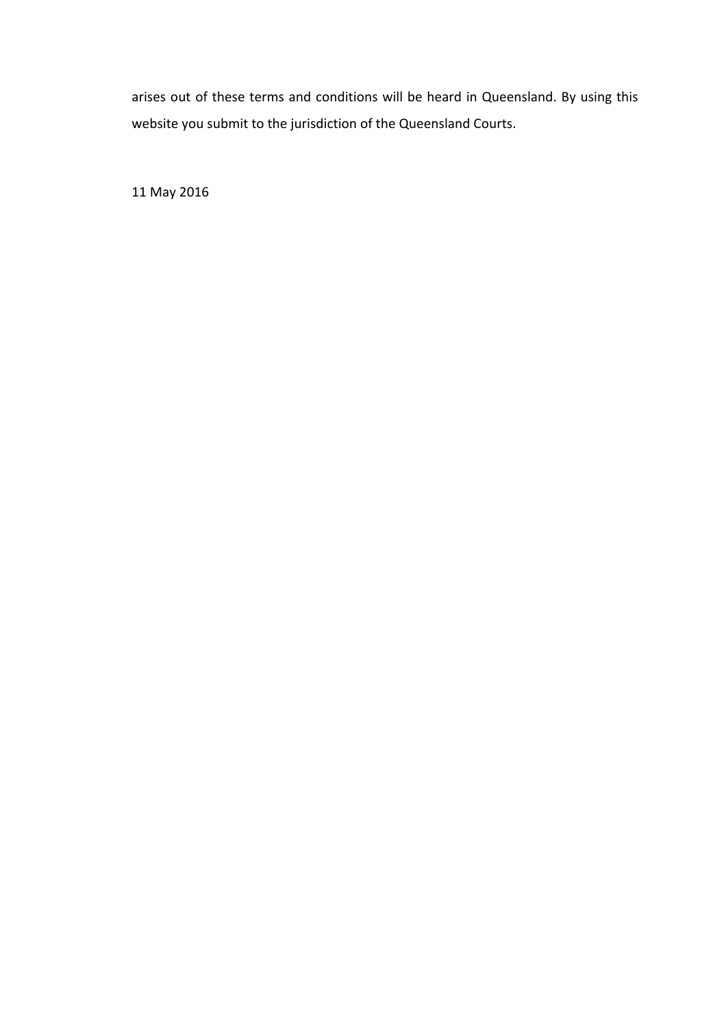arises out of these terms and conditions will be heard in Queensland. By using this website you submit to the jurisdiction of the Queensland Courts.

11 May 2016